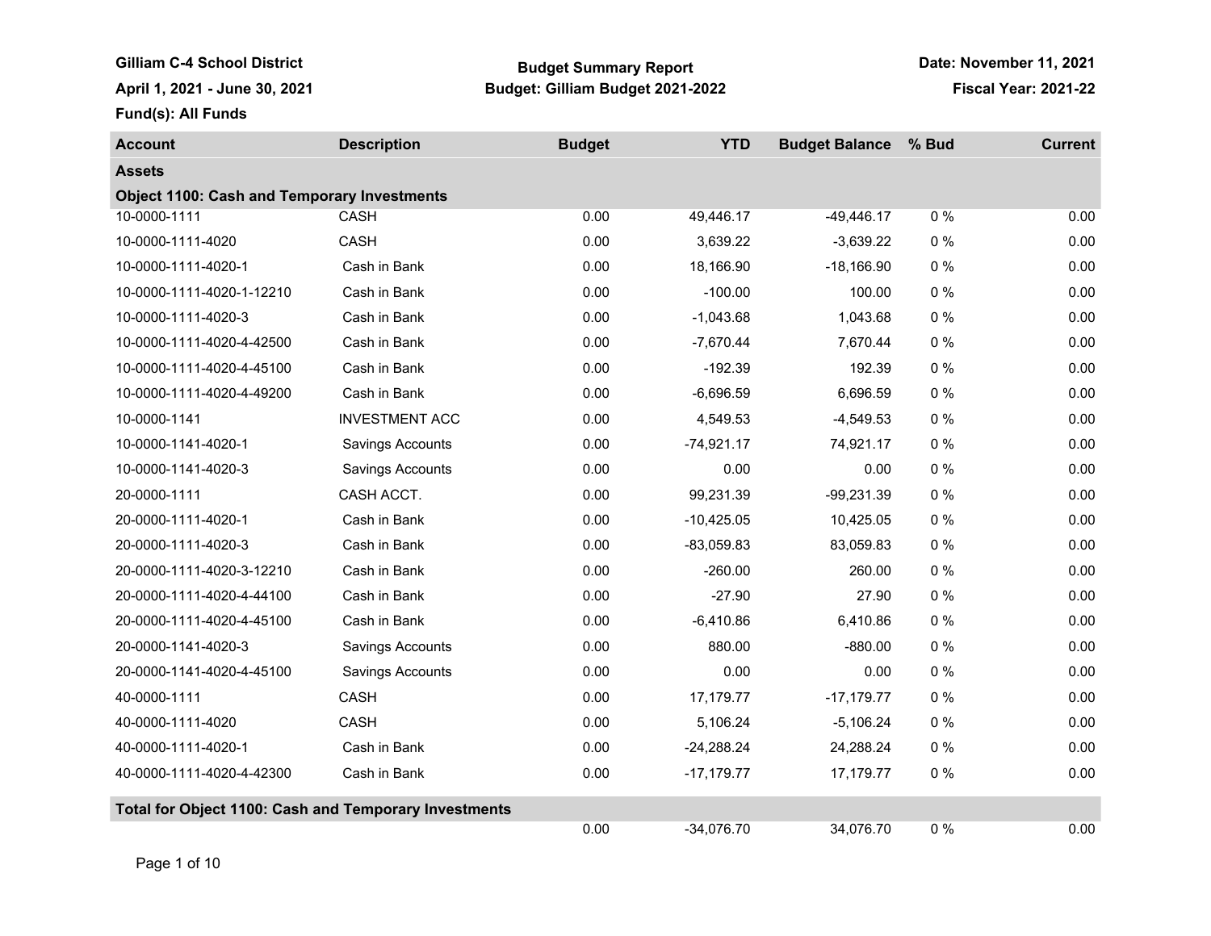**Gilliam C-4 School District**

**April 1, 2021 - June 30, 2021**

**Fund(s): All Funds**

**Budget Summary Report**

**Budget: Gilliam Budget 2021-2022**

**Date: November 11, 2021**

**Fiscal Year: 2021-22**

| Account | Description | Budget | YTD | Budget Balance | % Bud | Current |
|---|---|---|---|---|---|---|
| **Assets** | | | | | | |
| **Object 1100: Cash and Temporary Investments** | | | | | | |
| 10-0000-1111 | CASH | 0.00 | 49,446.17 | -49,446.17 | 0 % | 0.00 |
| 10-0000-1111-4020 | CASH | 0.00 | 3,639.22 | -3,639.22 | 0 % | 0.00 |
| 10-0000-1111-4020-1 | Cash in Bank | 0.00 | 18,166.90 | -18,166.90 | 0 % | 0.00 |
| 10-0000-1111-4020-1-12210 | Cash in Bank | 0.00 | -100.00 | 100.00 | 0 % | 0.00 |
| 10-0000-1111-4020-3 | Cash in Bank | 0.00 | -1,043.68 | 1,043.68 | 0 % | 0.00 |
| 10-0000-1111-4020-4-42500 | Cash in Bank | 0.00 | -7,670.44 | 7,670.44 | 0 % | 0.00 |
| 10-0000-1111-4020-4-45100 | Cash in Bank | 0.00 | -192.39 | 192.39 | 0 % | 0.00 |
| 10-0000-1111-4020-4-49200 | Cash in Bank | 0.00 | -6,696.59 | 6,696.59 | 0 % | 0.00 |
| 10-0000-1141 | INVESTMENT ACC | 0.00 | 4,549.53 | -4,549.53 | 0 % | 0.00 |
| 10-0000-1141-4020-1 | Savings Accounts | 0.00 | -74,921.17 | 74,921.17 | 0 % | 0.00 |
| 10-0000-1141-4020-3 | Savings Accounts | 0.00 | 0.00 | 0.00 | 0 % | 0.00 |
| 20-0000-1111 | CASH ACCT. | 0.00 | 99,231.39 | -99,231.39 | 0 % | 0.00 |
| 20-0000-1111-4020-1 | Cash in Bank | 0.00 | -10,425.05 | 10,425.05 | 0 % | 0.00 |
| 20-0000-1111-4020-3 | Cash in Bank | 0.00 | -83,059.83 | 83,059.83 | 0 % | 0.00 |
| 20-0000-1111-4020-3-12210 | Cash in Bank | 0.00 | -260.00 | 260.00 | 0 % | 0.00 |
| 20-0000-1111-4020-4-44100 | Cash in Bank | 0.00 | -27.90 | 27.90 | 0 % | 0.00 |
| 20-0000-1111-4020-4-45100 | Cash in Bank | 0.00 | -6,410.86 | 6,410.86 | 0 % | 0.00 |
| 20-0000-1141-4020-3 | Savings Accounts | 0.00 | 880.00 | -880.00 | 0 % | 0.00 |
| 20-0000-1141-4020-4-45100 | Savings Accounts | 0.00 | 0.00 | 0.00 | 0 % | 0.00 |
| 40-0000-1111 | CASH | 0.00 | 17,179.77 | -17,179.77 | 0 % | 0.00 |
| 40-0000-1111-4020 | CASH | 0.00 | 5,106.24 | -5,106.24 | 0 % | 0.00 |
| 40-0000-1111-4020-1 | Cash in Bank | 0.00 | -24,288.24 | 24,288.24 | 0 % | 0.00 |
| 40-0000-1111-4020-4-42300 | Cash in Bank | 0.00 | -17,179.77 | 17,179.77 | 0 % | 0.00 |
| **Total for Object 1100: Cash and Temporary Investments** | | | | | | |
| | | 0.00 | -34,076.70 | 34,076.70 | 0 % | 0.00 |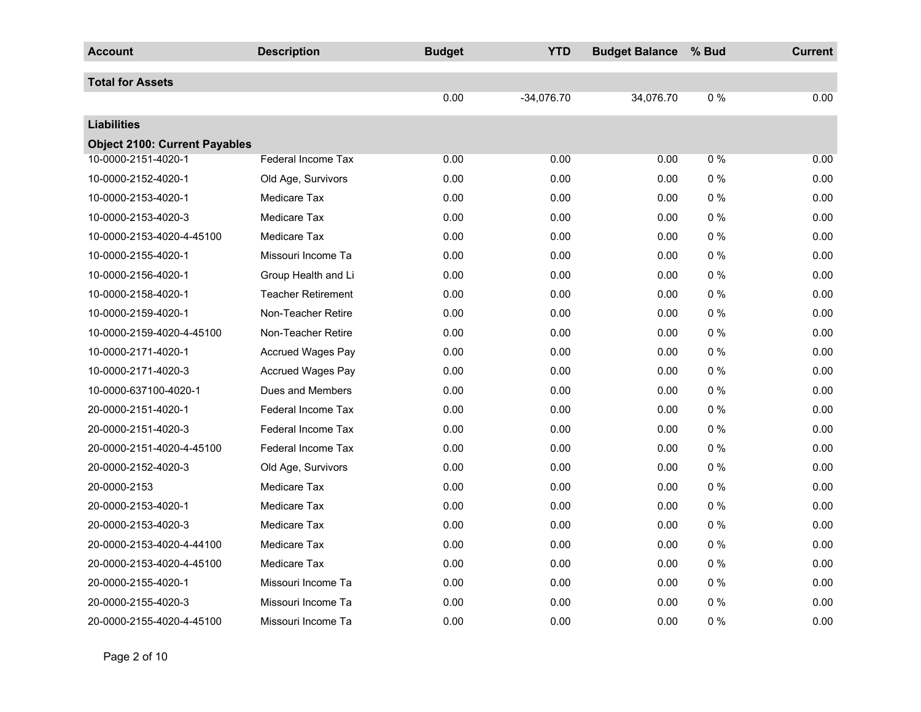| Account | Description | Budget | YTD | Budget Balance | % Bud | Current |
|---|---|---|---|---|---|---|
| **Total for Assets** | | | | | | |
| | | 0.00 | -34,076.70 | 34,076.70 | 0 % | 0.00 |
| **Liabilities** | | | | | | |
| **Object 2100: Current Payables** | | | | | | |
| 10-0000-2151-4020-1 | Federal Income Tax | 0.00 | 0.00 | 0.00 | 0 % | 0.00 |
| 10-0000-2152-4020-1 | Old Age, Survivors | 0.00 | 0.00 | 0.00 | 0 % | 0.00 |
| 10-0000-2153-4020-1 | Medicare Tax | 0.00 | 0.00 | 0.00 | 0 % | 0.00 |
| 10-0000-2153-4020-3 | Medicare Tax | 0.00 | 0.00 | 0.00 | 0 % | 0.00 |
| 10-0000-2153-4020-4-45100 | Medicare Tax | 0.00 | 0.00 | 0.00 | 0 % | 0.00 |
| 10-0000-2155-4020-1 | Missouri Income Ta | 0.00 | 0.00 | 0.00 | 0 % | 0.00 |
| 10-0000-2156-4020-1 | Group Health and Li | 0.00 | 0.00 | 0.00 | 0 % | 0.00 |
| 10-0000-2158-4020-1 | Teacher Retirement | 0.00 | 0.00 | 0.00 | 0 % | 0.00 |
| 10-0000-2159-4020-1 | Non-Teacher Retire | 0.00 | 0.00 | 0.00 | 0 % | 0.00 |
| 10-0000-2159-4020-4-45100 | Non-Teacher Retire | 0.00 | 0.00 | 0.00 | 0 % | 0.00 |
| 10-0000-2171-4020-1 | Accrued Wages Pay | 0.00 | 0.00 | 0.00 | 0 % | 0.00 |
| 10-0000-2171-4020-3 | Accrued Wages Pay | 0.00 | 0.00 | 0.00 | 0 % | 0.00 |
| 10-0000-637100-4020-1 | Dues and Members | 0.00 | 0.00 | 0.00 | 0 % | 0.00 |
| 20-0000-2151-4020-1 | Federal Income Tax | 0.00 | 0.00 | 0.00 | 0 % | 0.00 |
| 20-0000-2151-4020-3 | Federal Income Tax | 0.00 | 0.00 | 0.00 | 0 % | 0.00 |
| 20-0000-2151-4020-4-45100 | Federal Income Tax | 0.00 | 0.00 | 0.00 | 0 % | 0.00 |
| 20-0000-2152-4020-3 | Old Age, Survivors | 0.00 | 0.00 | 0.00 | 0 % | 0.00 |
| 20-0000-2153 | Medicare Tax | 0.00 | 0.00 | 0.00 | 0 % | 0.00 |
| 20-0000-2153-4020-1 | Medicare Tax | 0.00 | 0.00 | 0.00 | 0 % | 0.00 |
| 20-0000-2153-4020-3 | Medicare Tax | 0.00 | 0.00 | 0.00 | 0 % | 0.00 |
| 20-0000-2153-4020-4-44100 | Medicare Tax | 0.00 | 0.00 | 0.00 | 0 % | 0.00 |
| 20-0000-2153-4020-4-45100 | Medicare Tax | 0.00 | 0.00 | 0.00 | 0 % | 0.00 |
| 20-0000-2155-4020-1 | Missouri Income Ta | 0.00 | 0.00 | 0.00 | 0 % | 0.00 |
| 20-0000-2155-4020-3 | Missouri Income Ta | 0.00 | 0.00 | 0.00 | 0 % | 0.00 |
| 20-0000-2155-4020-4-45100 | Missouri Income Ta | 0.00 | 0.00 | 0.00 | 0 % | 0.00 |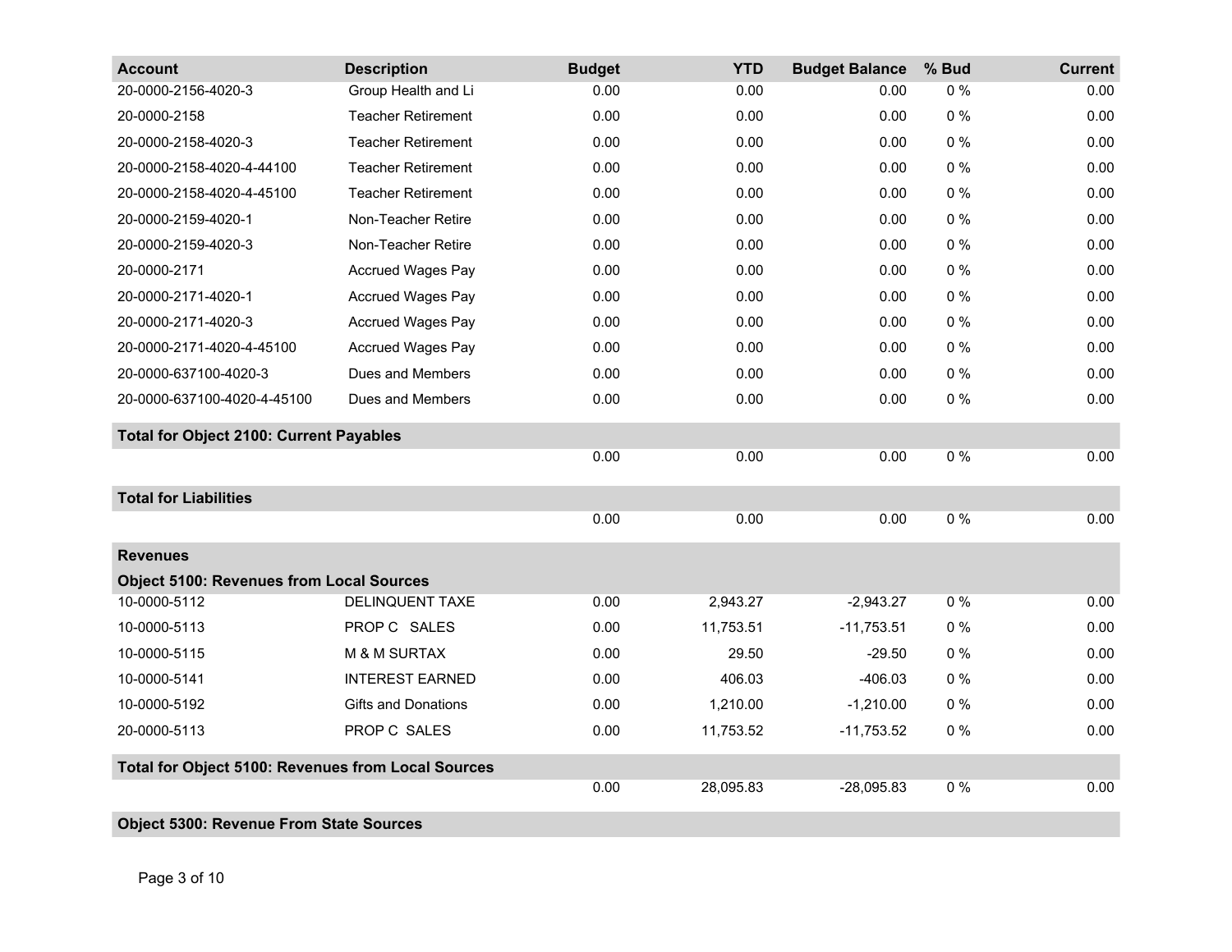| Account | Description | Budget | YTD | Budget Balance | % Bud | Current |
|---|---|---|---|---|---|---|
| 20-0000-2156-4020-3 | Group Health and Li | 0.00 | 0.00 | 0.00 | 0 % | 0.00 |
| 20-0000-2158 | Teacher Retirement | 0.00 | 0.00 | 0.00 | 0 % | 0.00 |
| 20-0000-2158-4020-3 | Teacher Retirement | 0.00 | 0.00 | 0.00 | 0 % | 0.00 |
| 20-0000-2158-4020-4-44100 | Teacher Retirement | 0.00 | 0.00 | 0.00 | 0 % | 0.00 |
| 20-0000-2158-4020-4-45100 | Teacher Retirement | 0.00 | 0.00 | 0.00 | 0 % | 0.00 |
| 20-0000-2159-4020-1 | Non-Teacher Retire | 0.00 | 0.00 | 0.00 | 0 % | 0.00 |
| 20-0000-2159-4020-3 | Non-Teacher Retire | 0.00 | 0.00 | 0.00 | 0 % | 0.00 |
| 20-0000-2171 | Accrued Wages Pay | 0.00 | 0.00 | 0.00 | 0 % | 0.00 |
| 20-0000-2171-4020-1 | Accrued Wages Pay | 0.00 | 0.00 | 0.00 | 0 % | 0.00 |
| 20-0000-2171-4020-3 | Accrued Wages Pay | 0.00 | 0.00 | 0.00 | 0 % | 0.00 |
| 20-0000-2171-4020-4-45100 | Accrued Wages Pay | 0.00 | 0.00 | 0.00 | 0 % | 0.00 |
| 20-0000-637100-4020-3 | Dues and Members | 0.00 | 0.00 | 0.00 | 0 % | 0.00 |
| 20-0000-637100-4020-4-45100 | Dues and Members | 0.00 | 0.00 | 0.00 | 0 % | 0.00 |
| **Total for Object 2100: Current Payables** | | | | | | |
| | | 0.00 | 0.00 | 0.00 | 0 % | 0.00 |
| **Total for Liabilities** | | | | | | |
| | | 0.00 | 0.00 | 0.00 | 0 % | 0.00 |
| **Revenues** | | | | | | |
| **Object 5100: Revenues from Local Sources** | | | | | | |
| 10-0000-5112 | DELINQUENT TAXE | 0.00 | 2,943.27 | -2,943.27 | 0 % | 0.00 |
| 10-0000-5113 | PROP C SALES | 0.00 | 11,753.51 | -11,753.51 | 0 % | 0.00 |
| 10-0000-5115 | M & M SURTAX | 0.00 | 29.50 | -29.50 | 0 % | 0.00 |
| 10-0000-5141 | INTEREST EARNED | 0.00 | 406.03 | -406.03 | 0 % | 0.00 |
| 10-0000-5192 | Gifts and Donations | 0.00 | 1,210.00 | -1,210.00 | 0 % | 0.00 |
| 20-0000-5113 | PROP C SALES | 0.00 | 11,753.52 | -11,753.52 | 0 % | 0.00 |
| **Total for Object 5100: Revenues from Local Sources** | | | | | | |
| | | 0.00 | 28,095.83 | -28,095.83 | 0 % | 0.00 |
| **Object 5300: Revenue From State Sources** | | | | | | |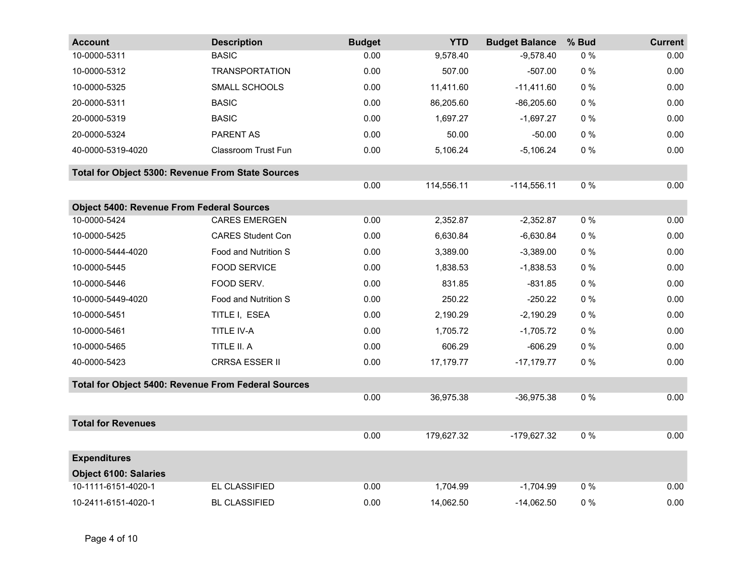| Account | Description | Budget | YTD | Budget Balance | % Bud | Current |
|---|---|---|---|---|---|---|
| 10-0000-5311 | BASIC | 0.00 | 9,578.40 | -9,578.40 | 0 % | 0.00 |
| 10-0000-5312 | TRANSPORTATION | 0.00 | 507.00 | -507.00 | 0 % | 0.00 |
| 10-0000-5325 | SMALL SCHOOLS | 0.00 | 11,411.60 | -11,411.60 | 0 % | 0.00 |
| 20-0000-5311 | BASIC | 0.00 | 86,205.60 | -86,205.60 | 0 % | 0.00 |
| 20-0000-5319 | BASIC | 0.00 | 1,697.27 | -1,697.27 | 0 % | 0.00 |
| 20-0000-5324 | PARENT AS | 0.00 | 50.00 | -50.00 | 0 % | 0.00 |
| 40-0000-5319-4020 | Classroom Trust Fun | 0.00 | 5,106.24 | -5,106.24 | 0 % | 0.00 |
| **Total for Object 5300: Revenue From State Sources** | | | | | | |
| | | 0.00 | 114,556.11 | -114,556.11 | 0 % | 0.00 |
| **Object 5400: Revenue From Federal Sources** | | | | | | |
| 10-0000-5424 | CARES EMERGEN | 0.00 | 2,352.87 | -2,352.87 | 0 % | 0.00 |
| 10-0000-5425 | CARES Student Con | 0.00 | 6,630.84 | -6,630.84 | 0 % | 0.00 |
| 10-0000-5444-4020 | Food and Nutrition S | 0.00 | 3,389.00 | -3,389.00 | 0 % | 0.00 |
| 10-0000-5445 | FOOD SERVICE | 0.00 | 1,838.53 | -1,838.53 | 0 % | 0.00 |
| 10-0000-5446 | FOOD SERV. | 0.00 | 831.85 | -831.85 | 0 % | 0.00 |
| 10-0000-5449-4020 | Food and Nutrition S | 0.00 | 250.22 | -250.22 | 0 % | 0.00 |
| 10-0000-5451 | TITLE I, ESEA | 0.00 | 2,190.29 | -2,190.29 | 0 % | 0.00 |
| 10-0000-5461 | TITLE IV-A | 0.00 | 1,705.72 | -1,705.72 | 0 % | 0.00 |
| 10-0000-5465 | TITLE II. A | 0.00 | 606.29 | -606.29 | 0 % | 0.00 |
| 40-0000-5423 | CRRSA ESSER II | 0.00 | 17,179.77 | -17,179.77 | 0 % | 0.00 |
| **Total for Object 5400: Revenue From Federal Sources** | | | | | | |
| | | 0.00 | 36,975.38 | -36,975.38 | 0 % | 0.00 |
| **Total for Revenues** | | | | | | |
| | | 0.00 | 179,627.32 | -179,627.32 | 0 % | 0.00 |
| **Expenditures** | | | | | | |
| **Object 6100: Salaries** | | | | | | |
| 10-1111-6151-4020-1 | EL CLASSIFIED | 0.00 | 1,704.99 | -1,704.99 | 0 % | 0.00 |
| 10-2411-6151-4020-1 | BL CLASSIFIED | 0.00 | 14,062.50 | -14,062.50 | 0 % | 0.00 |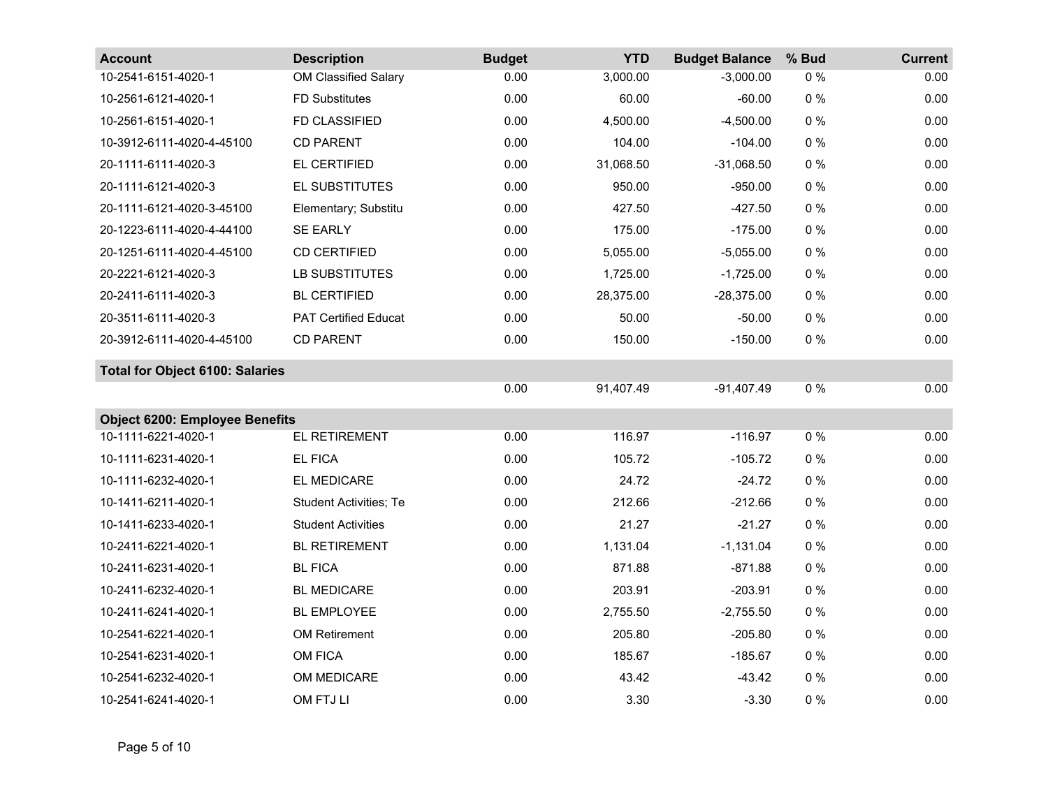| Account | Description | Budget | YTD | Budget Balance | % Bud | Current |
|---|---|---|---|---|---|---|
| 10-2541-6151-4020-1 | OM Classified Salary | 0.00 | 3,000.00 | -3,000.00 | 0 % | 0.00 |
| 10-2561-6121-4020-1 | FD Substitutes | 0.00 | 60.00 | -60.00 | 0 % | 0.00 |
| 10-2561-6151-4020-1 | FD CLASSIFIED | 0.00 | 4,500.00 | -4,500.00 | 0 % | 0.00 |
| 10-3912-6111-4020-4-45100 | CD PARENT | 0.00 | 104.00 | -104.00 | 0 % | 0.00 |
| 20-1111-6111-4020-3 | EL CERTIFIED | 0.00 | 31,068.50 | -31,068.50 | 0 % | 0.00 |
| 20-1111-6121-4020-3 | EL SUBSTITUTES | 0.00 | 950.00 | -950.00 | 0 % | 0.00 |
| 20-1111-6121-4020-3-45100 | Elementary; Substitu | 0.00 | 427.50 | -427.50 | 0 % | 0.00 |
| 20-1223-6111-4020-4-44100 | SE EARLY | 0.00 | 175.00 | -175.00 | 0 % | 0.00 |
| 20-1251-6111-4020-4-45100 | CD CERTIFIED | 0.00 | 5,055.00 | -5,055.00 | 0 % | 0.00 |
| 20-2221-6121-4020-3 | LB SUBSTITUTES | 0.00 | 1,725.00 | -1,725.00 | 0 % | 0.00 |
| 20-2411-6111-4020-3 | BL CERTIFIED | 0.00 | 28,375.00 | -28,375.00 | 0 % | 0.00 |
| 20-3511-6111-4020-3 | PAT Certified Educat | 0.00 | 50.00 | -50.00 | 0 % | 0.00 |
| 20-3912-6111-4020-4-45100 | CD PARENT | 0.00 | 150.00 | -150.00 | 0 % | 0.00 |
| **Total for Object 6100: Salaries** | | | | | | |
| | | 0.00 | 91,407.49 | -91,407.49 | 0 % | 0.00 |
| **Object 6200: Employee Benefits** | | | | | | |
| 10-1111-6221-4020-1 | EL RETIREMENT | 0.00 | 116.97 | -116.97 | 0 % | 0.00 |
| 10-1111-6231-4020-1 | EL FICA | 0.00 | 105.72 | -105.72 | 0 % | 0.00 |
| 10-1111-6232-4020-1 | EL MEDICARE | 0.00 | 24.72 | -24.72 | 0 % | 0.00 |
| 10-1411-6211-4020-1 | Student Activities; Te | 0.00 | 212.66 | -212.66 | 0 % | 0.00 |
| 10-1411-6233-4020-1 | Student Activities | 0.00 | 21.27 | -21.27 | 0 % | 0.00 |
| 10-2411-6221-4020-1 | BL RETIREMENT | 0.00 | 1,131.04 | -1,131.04 | 0 % | 0.00 |
| 10-2411-6231-4020-1 | BL FICA | 0.00 | 871.88 | -871.88 | 0 % | 0.00 |
| 10-2411-6232-4020-1 | BL MEDICARE | 0.00 | 203.91 | -203.91 | 0 % | 0.00 |
| 10-2411-6241-4020-1 | BL EMPLOYEE | 0.00 | 2,755.50 | -2,755.50 | 0 % | 0.00 |
| 10-2541-6221-4020-1 | OM Retirement | 0.00 | 205.80 | -205.80 | 0 % | 0.00 |
| 10-2541-6231-4020-1 | OM FICA | 0.00 | 185.67 | -185.67 | 0 % | 0.00 |
| 10-2541-6232-4020-1 | OM MEDICARE | 0.00 | 43.42 | -43.42 | 0 % | 0.00 |
| 10-2541-6241-4020-1 | OM FTJ LI | 0.00 | 3.30 | -3.30 | 0 % | 0.00 |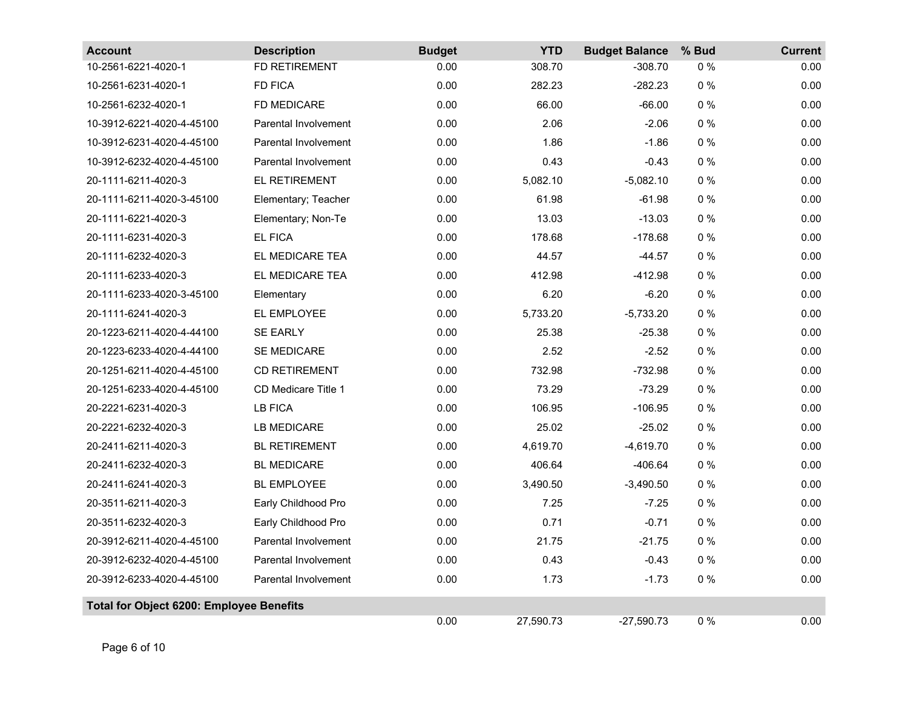| Account | Description | Budget | YTD | Budget Balance | % Bud | Current |
|---|---|---|---|---|---|---|
| 10-2561-6221-4020-1 | FD RETIREMENT | 0.00 | 308.70 | -308.70 | 0 % | 0.00 |
| 10-2561-6231-4020-1 | FD FICA | 0.00 | 282.23 | -282.23 | 0 % | 0.00 |
| 10-2561-6232-4020-1 | FD MEDICARE | 0.00 | 66.00 | -66.00 | 0 % | 0.00 |
| 10-3912-6221-4020-4-45100 | Parental Involvement | 0.00 | 2.06 | -2.06 | 0 % | 0.00 |
| 10-3912-6231-4020-4-45100 | Parental Involvement | 0.00 | 1.86 | -1.86 | 0 % | 0.00 |
| 10-3912-6232-4020-4-45100 | Parental Involvement | 0.00 | 0.43 | -0.43 | 0 % | 0.00 |
| 20-1111-6211-4020-3 | EL RETIREMENT | 0.00 | 5,082.10 | -5,082.10 | 0 % | 0.00 |
| 20-1111-6211-4020-3-45100 | Elementary; Teacher | 0.00 | 61.98 | -61.98 | 0 % | 0.00 |
| 20-1111-6221-4020-3 | Elementary; Non-Te | 0.00 | 13.03 | -13.03 | 0 % | 0.00 |
| 20-1111-6231-4020-3 | EL FICA | 0.00 | 178.68 | -178.68 | 0 % | 0.00 |
| 20-1111-6232-4020-3 | EL MEDICARE TEA | 0.00 | 44.57 | -44.57 | 0 % | 0.00 |
| 20-1111-6233-4020-3 | EL MEDICARE TEA | 0.00 | 412.98 | -412.98 | 0 % | 0.00 |
| 20-1111-6233-4020-3-45100 | Elementary | 0.00 | 6.20 | -6.20 | 0 % | 0.00 |
| 20-1111-6241-4020-3 | EL EMPLOYEE | 0.00 | 5,733.20 | -5,733.20 | 0 % | 0.00 |
| 20-1223-6211-4020-4-44100 | SE EARLY | 0.00 | 25.38 | -25.38 | 0 % | 0.00 |
| 20-1223-6233-4020-4-44100 | SE MEDICARE | 0.00 | 2.52 | -2.52 | 0 % | 0.00 |
| 20-1251-6211-4020-4-45100 | CD RETIREMENT | 0.00 | 732.98 | -732.98 | 0 % | 0.00 |
| 20-1251-6233-4020-4-45100 | CD Medicare Title 1 | 0.00 | 73.29 | -73.29 | 0 % | 0.00 |
| 20-2221-6231-4020-3 | LB FICA | 0.00 | 106.95 | -106.95 | 0 % | 0.00 |
| 20-2221-6232-4020-3 | LB MEDICARE | 0.00 | 25.02 | -25.02 | 0 % | 0.00 |
| 20-2411-6211-4020-3 | BL RETIREMENT | 0.00 | 4,619.70 | -4,619.70 | 0 % | 0.00 |
| 20-2411-6232-4020-3 | BL MEDICARE | 0.00 | 406.64 | -406.64 | 0 % | 0.00 |
| 20-2411-6241-4020-3 | BL EMPLOYEE | 0.00 | 3,490.50 | -3,490.50 | 0 % | 0.00 |
| 20-3511-6211-4020-3 | Early Childhood Pro | 0.00 | 7.25 | -7.25 | 0 % | 0.00 |
| 20-3511-6232-4020-3 | Early Childhood Pro | 0.00 | 0.71 | -0.71 | 0 % | 0.00 |
| 20-3912-6211-4020-4-45100 | Parental Involvement | 0.00 | 21.75 | -21.75 | 0 % | 0.00 |
| 20-3912-6232-4020-4-45100 | Parental Involvement | 0.00 | 0.43 | -0.43 | 0 % | 0.00 |
| 20-3912-6233-4020-4-45100 | Parental Involvement | 0.00 | 1.73 | -1.73 | 0 % | 0.00 |
| **Total for Object 6200: Employee Benefits** | | | | | | |
| | | 0.00 | 27,590.73 | -27,590.73 | 0 % | 0.00 |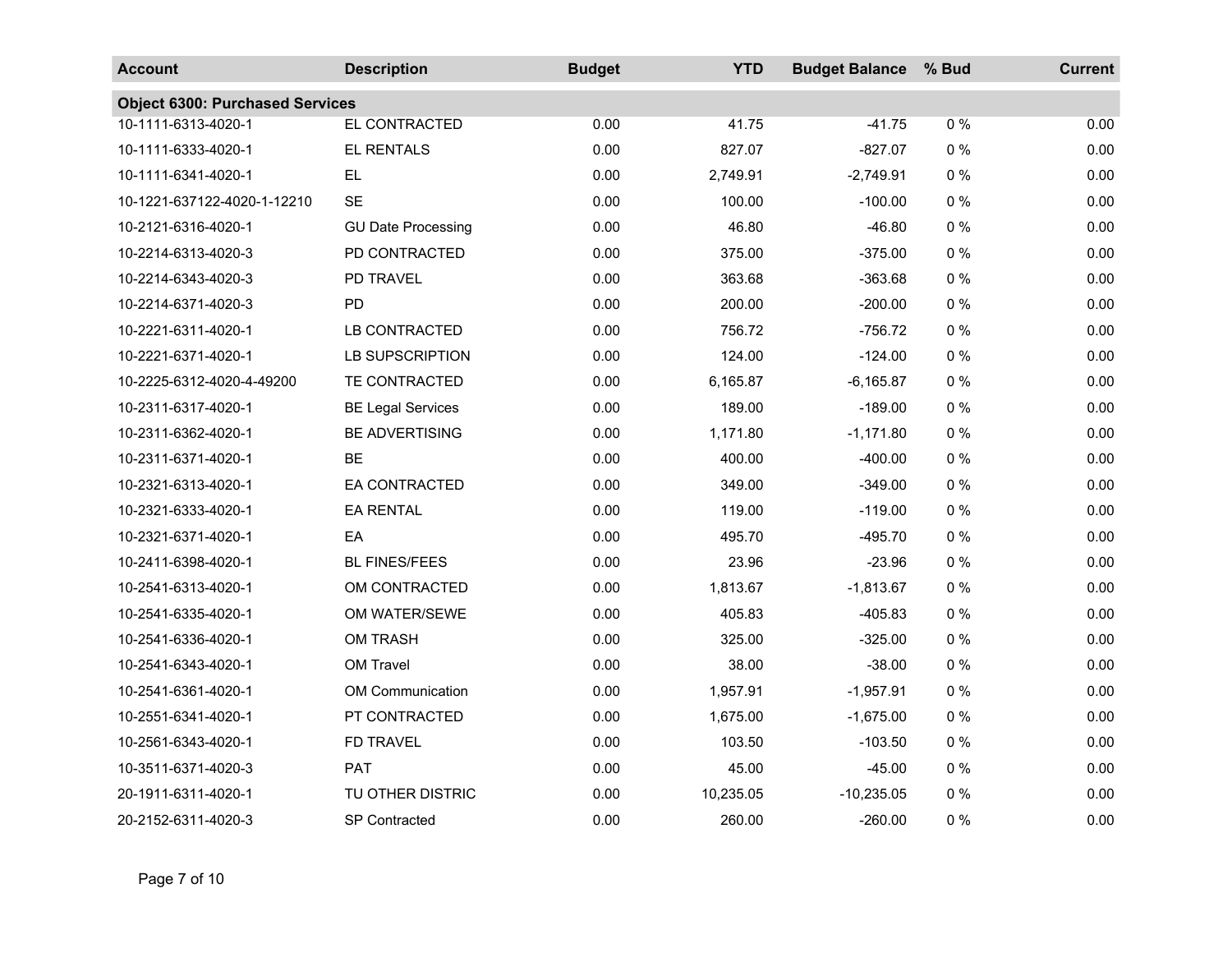| Account | Description | Budget | YTD | Budget Balance | % Bud | Current |
|---|---|---|---|---|---|---|
| **Object 6300: Purchased Services** | | | | | | |
| 10-1111-6313-4020-1 | EL CONTRACTED | 0.00 | 41.75 | -41.75 | 0 % | 0.00 |
| 10-1111-6333-4020-1 | EL RENTALS | 0.00 | 827.07 | -827.07 | 0 % | 0.00 |
| 10-1111-6341-4020-1 | EL | 0.00 | 2,749.91 | -2,749.91 | 0 % | 0.00 |
| 10-1221-637122-4020-1-12210 | SE | 0.00 | 100.00 | -100.00 | 0 % | 0.00 |
| 10-2121-6316-4020-1 | GU Date Processing | 0.00 | 46.80 | -46.80 | 0 % | 0.00 |
| 10-2214-6313-4020-3 | PD CONTRACTED | 0.00 | 375.00 | -375.00 | 0 % | 0.00 |
| 10-2214-6343-4020-3 | PD TRAVEL | 0.00 | 363.68 | -363.68 | 0 % | 0.00 |
| 10-2214-6371-4020-3 | PD | 0.00 | 200.00 | -200.00 | 0 % | 0.00 |
| 10-2221-6311-4020-1 | LB CONTRACTED | 0.00 | 756.72 | -756.72 | 0 % | 0.00 |
| 10-2221-6371-4020-1 | LB SUPSCRIPTION | 0.00 | 124.00 | -124.00 | 0 % | 0.00 |
| 10-2225-6312-4020-4-49200 | TE CONTRACTED | 0.00 | 6,165.87 | -6,165.87 | 0 % | 0.00 |
| 10-2311-6317-4020-1 | BE Legal Services | 0.00 | 189.00 | -189.00 | 0 % | 0.00 |
| 10-2311-6362-4020-1 | BE ADVERTISING | 0.00 | 1,171.80 | -1,171.80 | 0 % | 0.00 |
| 10-2311-6371-4020-1 | BE | 0.00 | 400.00 | -400.00 | 0 % | 0.00 |
| 10-2321-6313-4020-1 | EA CONTRACTED | 0.00 | 349.00 | -349.00 | 0 % | 0.00 |
| 10-2321-6333-4020-1 | EA RENTAL | 0.00 | 119.00 | -119.00 | 0 % | 0.00 |
| 10-2321-6371-4020-1 | EA | 0.00 | 495.70 | -495.70 | 0 % | 0.00 |
| 10-2411-6398-4020-1 | BL FINES/FEES | 0.00 | 23.96 | -23.96 | 0 % | 0.00 |
| 10-2541-6313-4020-1 | OM CONTRACTED | 0.00 | 1,813.67 | -1,813.67 | 0 % | 0.00 |
| 10-2541-6335-4020-1 | OM WATER/SEWE | 0.00 | 405.83 | -405.83 | 0 % | 0.00 |
| 10-2541-6336-4020-1 | OM TRASH | 0.00 | 325.00 | -325.00 | 0 % | 0.00 |
| 10-2541-6343-4020-1 | OM Travel | 0.00 | 38.00 | -38.00 | 0 % | 0.00 |
| 10-2541-6361-4020-1 | OM Communication | 0.00 | 1,957.91 | -1,957.91 | 0 % | 0.00 |
| 10-2551-6341-4020-1 | PT CONTRACTED | 0.00 | 1,675.00 | -1,675.00 | 0 % | 0.00 |
| 10-2561-6343-4020-1 | FD TRAVEL | 0.00 | 103.50 | -103.50 | 0 % | 0.00 |
| 10-3511-6371-4020-3 | PAT | 0.00 | 45.00 | -45.00 | 0 % | 0.00 |
| 20-1911-6311-4020-1 | TU OTHER DISTRIC | 0.00 | 10,235.05 | -10,235.05 | 0 % | 0.00 |
| 20-2152-6311-4020-3 | SP Contracted | 0.00 | 260.00 | -260.00 | 0 % | 0.00 |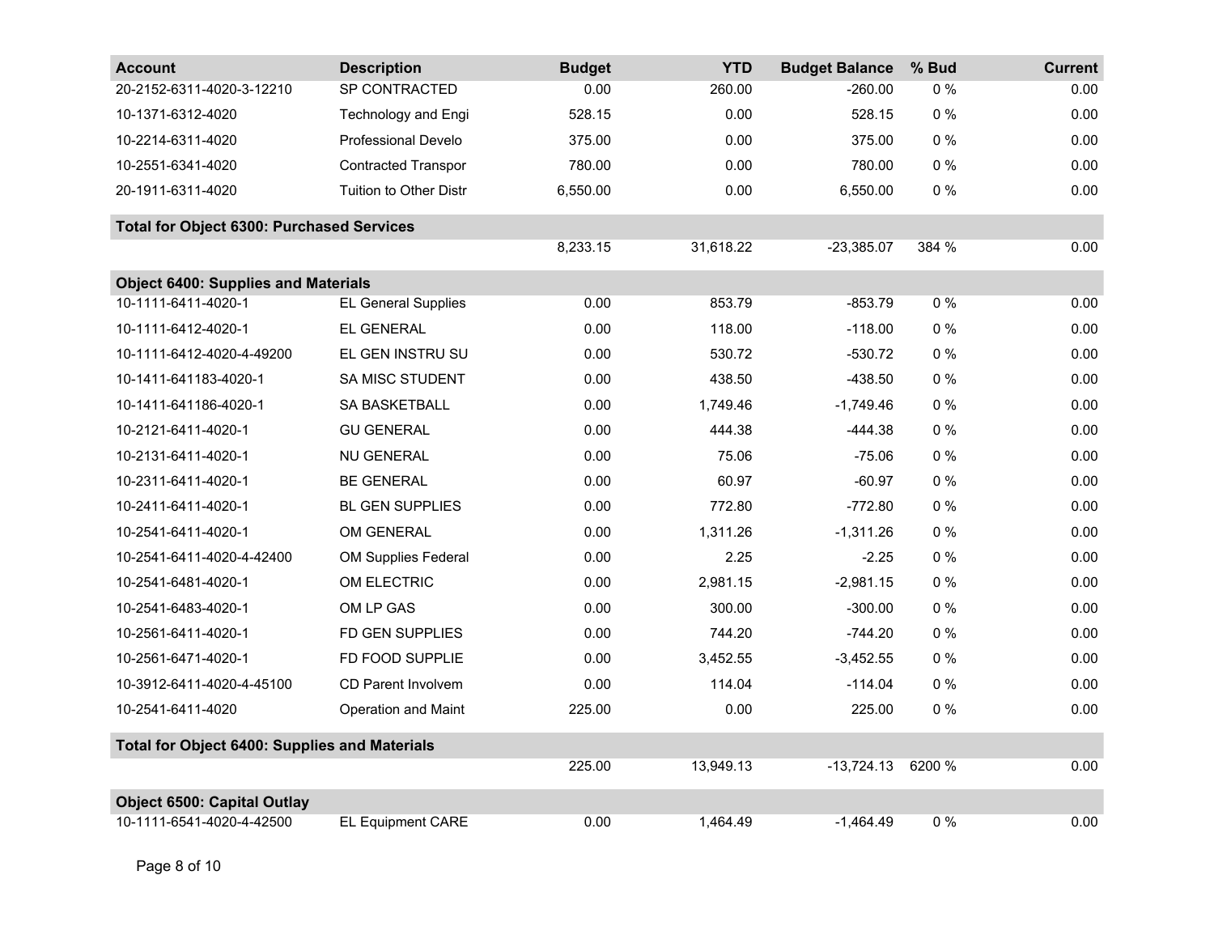| Account | Description | Budget | YTD | Budget Balance | % Bud | Current |
|---|---|---|---|---|---|---|
| 20-2152-6311-4020-3-12210 | SP CONTRACTED | 0.00 | 260.00 | -260.00 | 0 % | 0.00 |
| 10-1371-6312-4020 | Technology and Engi | 528.15 | 0.00 | 528.15 | 0 % | 0.00 |
| 10-2214-6311-4020 | Professional Develo | 375.00 | 0.00 | 375.00 | 0 % | 0.00 |
| 10-2551-6341-4020 | Contracted Transpor | 780.00 | 0.00 | 780.00 | 0 % | 0.00 |
| 20-1911-6311-4020 | Tuition to Other Distr | 6,550.00 | 0.00 | 6,550.00 | 0 % | 0.00 |
| **Total for Object 6300: Purchased Services** | | | | | | |
| | | 8,233.15 | 31,618.22 | -23,385.07 | 384 % | 0.00 |
| **Object 6400: Supplies and Materials** | | | | | | |
| 10-1111-6411-4020-1 | EL General Supplies | 0.00 | 853.79 | -853.79 | 0 % | 0.00 |
| 10-1111-6412-4020-1 | EL GENERAL | 0.00 | 118.00 | -118.00 | 0 % | 0.00 |
| 10-1111-6412-4020-4-49200 | EL GEN INSTRU SU | 0.00 | 530.72 | -530.72 | 0 % | 0.00 |
| 10-1411-641183-4020-1 | SA MISC STUDENT | 0.00 | 438.50 | -438.50 | 0 % | 0.00 |
| 10-1411-641186-4020-1 | SA BASKETBALL | 0.00 | 1,749.46 | -1,749.46 | 0 % | 0.00 |
| 10-2121-6411-4020-1 | GU GENERAL | 0.00 | 444.38 | -444.38 | 0 % | 0.00 |
| 10-2131-6411-4020-1 | NU GENERAL | 0.00 | 75.06 | -75.06 | 0 % | 0.00 |
| 10-2311-6411-4020-1 | BE GENERAL | 0.00 | 60.97 | -60.97 | 0 % | 0.00 |
| 10-2411-6411-4020-1 | BL GEN SUPPLIES | 0.00 | 772.80 | -772.80 | 0 % | 0.00 |
| 10-2541-6411-4020-1 | OM GENERAL | 0.00 | 1,311.26 | -1,311.26 | 0 % | 0.00 |
| 10-2541-6411-4020-4-42400 | OM Supplies Federal | 0.00 | 2.25 | -2.25 | 0 % | 0.00 |
| 10-2541-6481-4020-1 | OM ELECTRIC | 0.00 | 2,981.15 | -2,981.15 | 0 % | 0.00 |
| 10-2541-6483-4020-1 | OM LP GAS | 0.00 | 300.00 | -300.00 | 0 % | 0.00 |
| 10-2561-6411-4020-1 | FD GEN SUPPLIES | 0.00 | 744.20 | -744.20 | 0 % | 0.00 |
| 10-2561-6471-4020-1 | FD FOOD SUPPLIE | 0.00 | 3,452.55 | -3,452.55 | 0 % | 0.00 |
| 10-3912-6411-4020-4-45100 | CD Parent Involvem | 0.00 | 114.04 | -114.04 | 0 % | 0.00 |
| 10-2541-6411-4020 | Operation and Maint | 225.00 | 0.00 | 225.00 | 0 % | 0.00 |
| **Total for Object 6400: Supplies and Materials** | | | | | | |
| | | 225.00 | 13,949.13 | -13,724.13 | 6200 % | 0.00 |
| **Object 6500: Capital Outlay** | | | | | | |
| 10-1111-6541-4020-4-42500 | EL Equipment CARE | 0.00 | 1,464.49 | -1,464.49 | 0 % | 0.00 |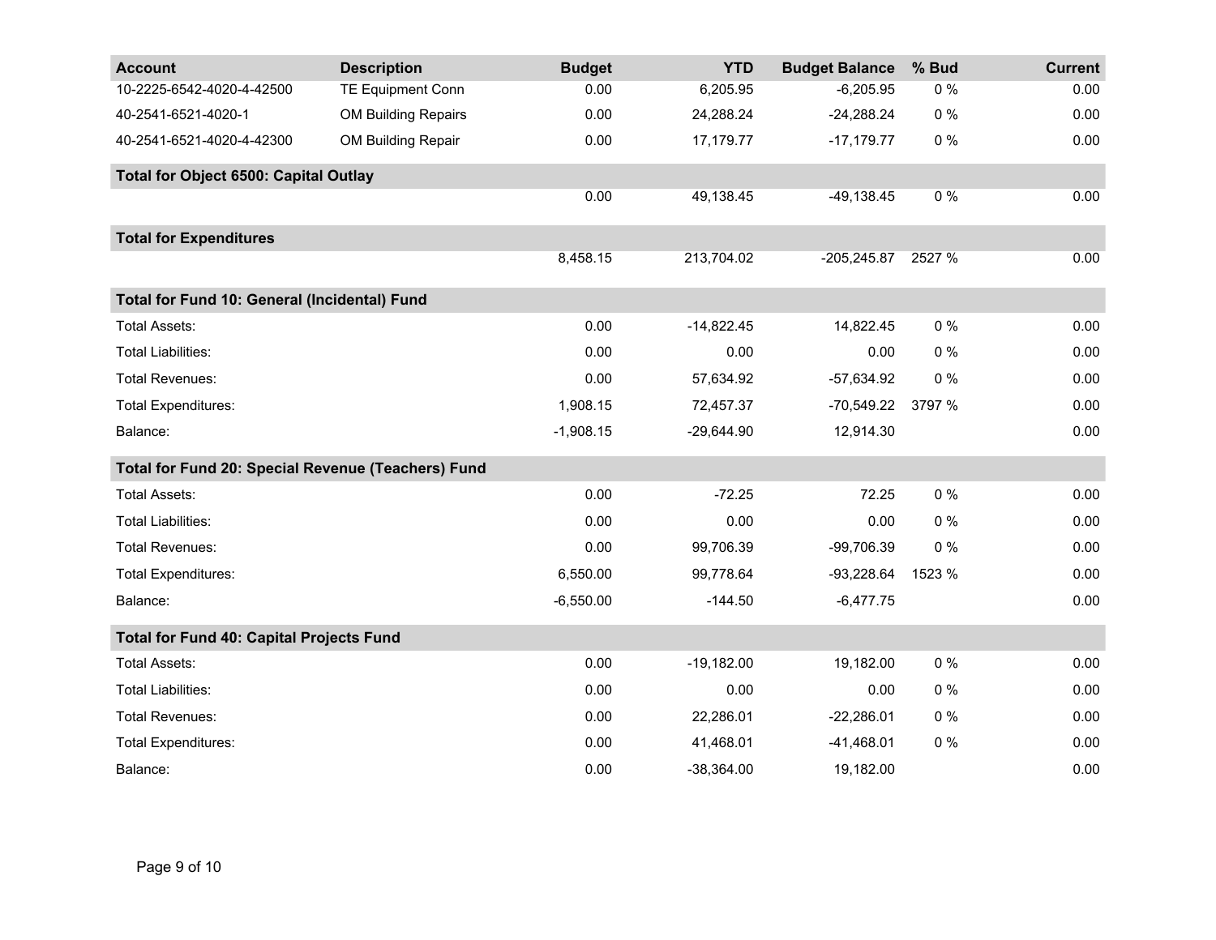| Account | Description | Budget | YTD | Budget Balance | % Bud | Current |
|---|---|---|---|---|---|---|
| 10-2225-6542-4020-4-42500 | TE Equipment Conn | 0.00 | 6,205.95 | -6,205.95 | 0 % | 0.00 |
| 40-2541-6521-4020-1 | OM Building Repairs | 0.00 | 24,288.24 | -24,288.24 | 0 % | 0.00 |
| 40-2541-6521-4020-4-42300 | OM Building Repair | 0.00 | 17,179.77 | -17,179.77 | 0 % | 0.00 |
| **Total for Object 6500: Capital Outlay** | | | | | | |
| | | 0.00 | 49,138.45 | -49,138.45 | 0 % | 0.00 |
| **Total for Expenditures** | | | | | | |
| | | 8,458.15 | 213,704.02 | -205,245.87 | 2527 % | 0.00 |
| **Total for Fund 10: General (Incidental) Fund** | | | | | | |
| Total Assets: | | 0.00 | -14,822.45 | 14,822.45 | 0 % | 0.00 |
| Total Liabilities: | | 0.00 | 0.00 | 0.00 | 0 % | 0.00 |
| Total Revenues: | | 0.00 | 57,634.92 | -57,634.92 | 0 % | 0.00 |
| Total Expenditures: | | 1,908.15 | 72,457.37 | -70,549.22 | 3797 % | 0.00 |
| Balance: | | -1,908.15 | -29,644.90 | 12,914.30 | | 0.00 |
| **Total for Fund 20: Special Revenue (Teachers) Fund** | | | | | | |
| Total Assets: | | 0.00 | -72.25 | 72.25 | 0 % | 0.00 |
| Total Liabilities: | | 0.00 | 0.00 | 0.00 | 0 % | 0.00 |
| Total Revenues: | | 0.00 | 99,706.39 | -99,706.39 | 0 % | 0.00 |
| Total Expenditures: | | 6,550.00 | 99,778.64 | -93,228.64 | 1523 % | 0.00 |
| Balance: | | -6,550.00 | -144.50 | -6,477.75 | | 0.00 |
| **Total for Fund 40: Capital Projects Fund** | | | | | | |
| Total Assets: | | 0.00 | -19,182.00 | 19,182.00 | 0 % | 0.00 |
| Total Liabilities: | | 0.00 | 0.00 | 0.00 | 0 % | 0.00 |
| Total Revenues: | | 0.00 | 22,286.01 | -22,286.01 | 0 % | 0.00 |
| Total Expenditures: | | 0.00 | 41,468.01 | -41,468.01 | 0 % | 0.00 |
| Balance: | | 0.00 | -38,364.00 | 19,182.00 | | 0.00 |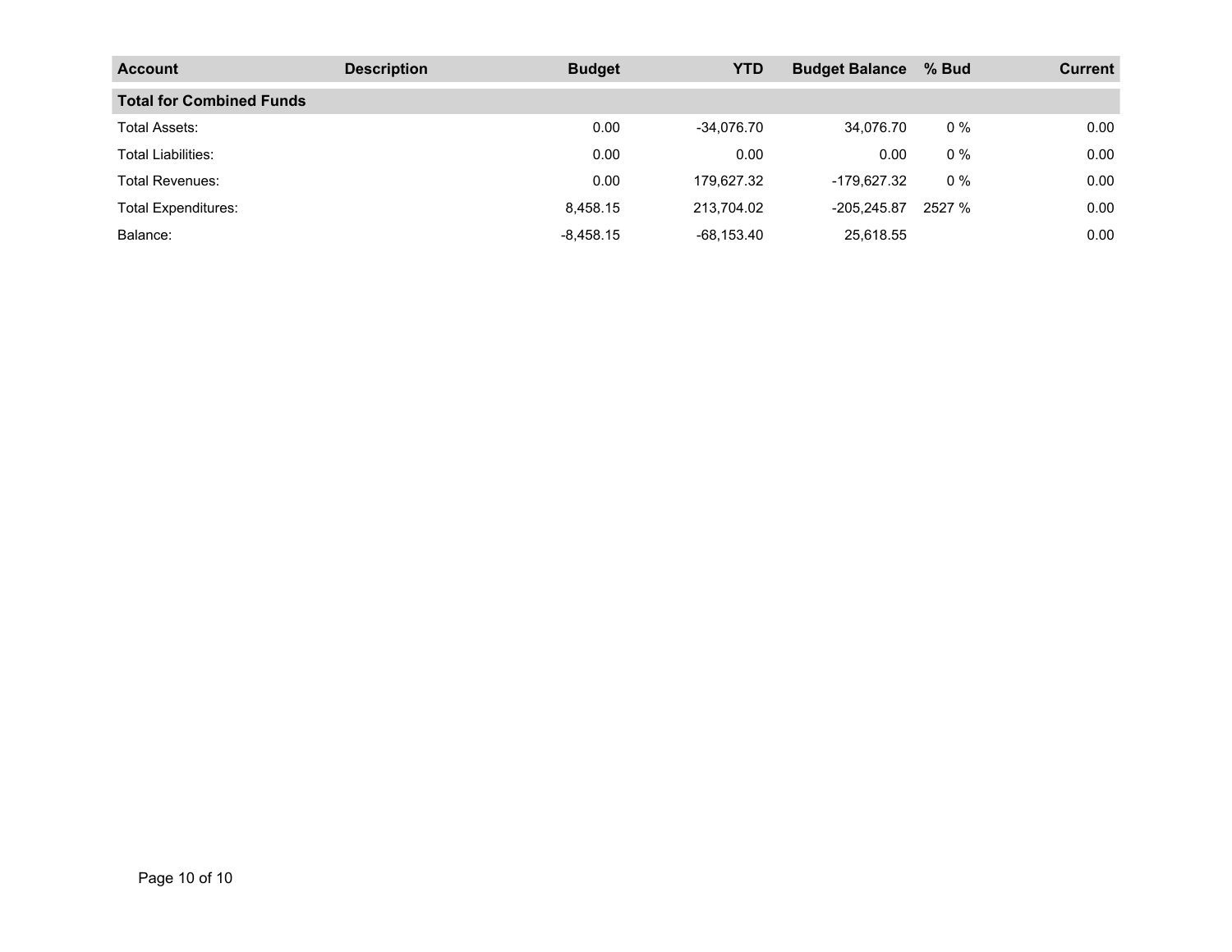| Account | Description | Budget | YTD | Budget Balance | % Bud | Current |
|---|---|---|---|---|---|---|
| **Total for Combined Funds** | | | | | | |
| Total Assets: | | 0.00 | -34,076.70 | 34,076.70 | 0 % | 0.00 |
| Total Liabilities: | | 0.00 | 0.00 | 0.00 | 0 % | 0.00 |
| Total Revenues: | | 0.00 | 179,627.32 | -179,627.32 | 0 % | 0.00 |
| Total Expenditures: | | 8,458.15 | 213,704.02 | -205,245.87 | 2527 % | 0.00 |
| Balance: | | -8,458.15 | -68,153.40 | 25,618.55 | | 0.00 |